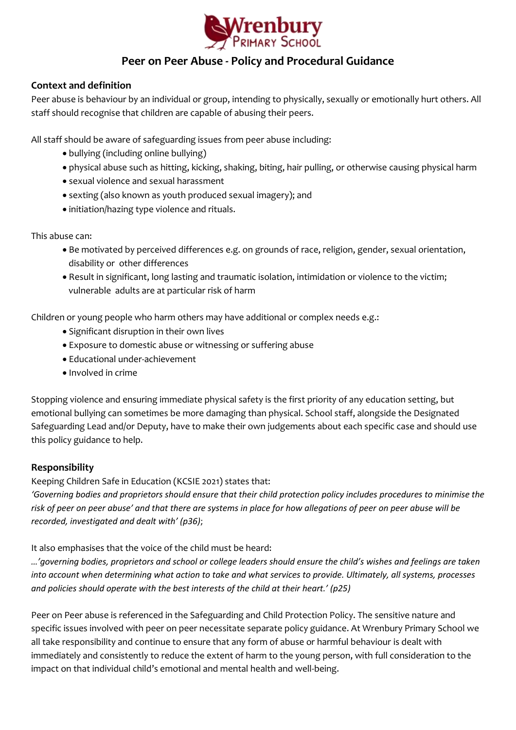Wrenbury Primary School

# Peer on Peer Abuse - Policy and Procedural Guidance

## Context and definition

Peer abuse is behaviour by an individual or group, intending to physically, sexually or emotionally hurt others. All staff should recognise that children are capable of abusing their peers.

All staff should be aware of safeguarding issues from peer abuse including:

- bullying (including online bullying)
- physical abuse such as hitting, kicking, shaking, biting, hair pulling, or otherwise causing physical harm
- sexual violence and sexual harassment
- sexting (also known as youth produced sexual imagery); and
- initiation/hazing type violence and rituals.

This abuse can:

- Be motivated by perceived differences e.g. on grounds of race, religion, gender, sexual orientation, disability or other differences
- Result in significant, long lasting and traumatic isolation, intimidation or violence to the victim; vulnerable adults are at particular risk of harm

Children or young people who harm others may have additional or complex needs e.g.:

- Significant disruption in their own lives
- Exposure to domestic abuse or witnessing or suffering abuse
- Educational under-achievement
- Involved in crime

Stopping violence and ensuring immediate physical safety is the first priority of any education setting, but emotional bullying can sometimes be more damaging than physical. School staff, alongside the Designated Safeguarding Lead and/or Deputy, have to make their own judgements about each specific case and should use this policy guidance to help.

## Responsibility

Keeping Children Safe in Education (KCSIE 2021) states that:

*'Governing bodies and proprietors should ensure that their child protection policy includes procedures to minimise the risk of peer on peer abuse' and that there are systems in place for how allegations of peer on peer abuse will be recorded, investigated and dealt with' (p36)*;

It also emphasises that the voice of the child must be heard:

*…'governing bodies, proprietors and school or college leaders should ensure the child's wishes and feelings are taken into account when determining what action to take and what services to provide. Ultimately, all systems, processes and policies should operate with the best interests of the child at their heart.' (p25)*

Peer on Peer abuse is referenced in the Safeguarding and Child Protection Policy. The sensitive nature and specific issues involved with peer on peer necessitate separate policy guidance. At Wrenbury Primary School we all take responsibility and continue to ensure that any form of abuse or harmful behaviour is dealt with immediately and consistently to reduce the extent of harm to the young person, with full consideration to the impact on that individual child's emotional and mental health and well-being.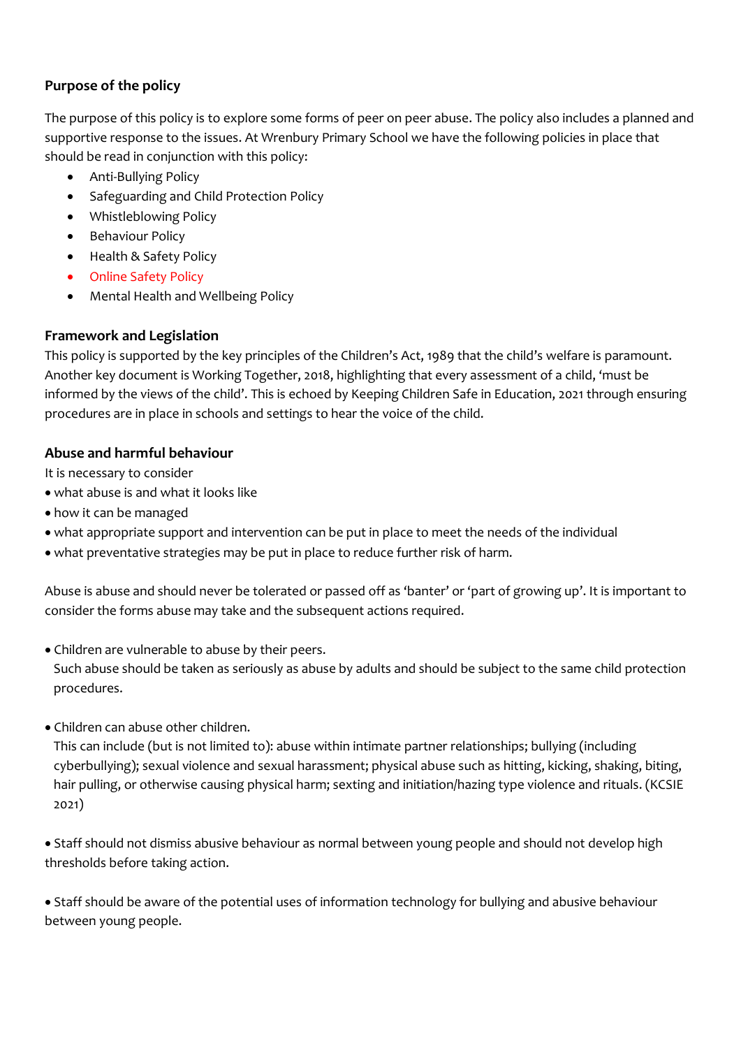**Purpose of the policy**

The purpose of this policy is to explore some forms of peer on peer abuse. The policy also includes a planned and supportive response to the issues. At Wrenbury Primary School we have the following policies in place that should be read in conjunction with this policy:

- Anti-Bullying Policy
- Safeguarding and Child Protection Policy
- Whistleblowing Policy
- Behaviour Policy
- Health & Safety Policy
- Online Safety Policy
- Mental Health and Wellbeing Policy

**Framework and Legislation**

This policy is supported by the key principles of the Children's Act, 1989 that the child's welfare is paramount. Another key document is Working Together, 2018, highlighting that every assessment of a child, 'must be informed by the views of the child'. This is echoed by Keeping Children Safe in Education, 2021 through ensuring procedures are in place in schools and settings to hear the voice of the child.

**Abuse and harmful behaviour**

It is necessary to consider

- what abuse is and what it looks like
- how it can be managed
- what appropriate support and intervention can be put in place to meet the needs of the individual
- what preventative strategies may be put in place to reduce further risk of harm.

Abuse is abuse and should never be tolerated or passed off as 'banter' or 'part of growing up'. It is important to consider the forms abuse may take and the subsequent actions required.

- Children are vulnerable to abuse by their peers.
  Such abuse should be taken as seriously as abuse by adults and should be subject to the same child protection procedures.

- Children can abuse other children.
  This can include (but is not limited to): abuse within intimate partner relationships; bullying (including cyberbullying); sexual violence and sexual harassment; physical abuse such as hitting, kicking, shaking, biting, hair pulling, or otherwise causing physical harm; sexting and initiation/hazing type violence and rituals. (KCSIE 2021)

- Staff should not dismiss abusive behaviour as normal between young people and should not develop high thresholds before taking action.

- Staff should be aware of the potential uses of information technology for bullying and abusive behaviour between young people.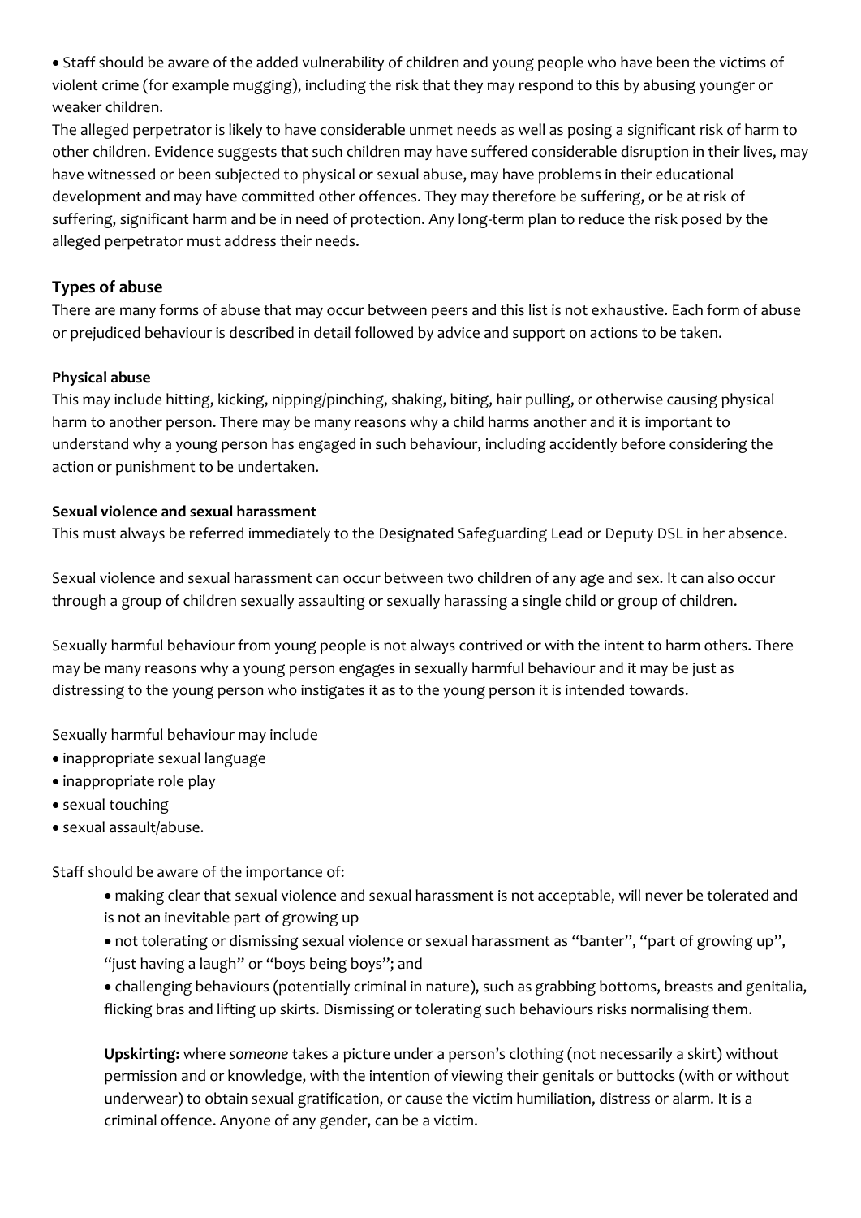• Staff should be aware of the added vulnerability of children and young people who have been the victims of violent crime (for example mugging), including the risk that they may respond to this by abusing younger or weaker children.

The alleged perpetrator is likely to have considerable unmet needs as well as posing a significant risk of harm to other children. Evidence suggests that such children may have suffered considerable disruption in their lives, may have witnessed or been subjected to physical or sexual abuse, may have problems in their educational development and may have committed other offences. They may therefore be suffering, or be at risk of suffering, significant harm and be in need of protection. Any long-term plan to reduce the risk posed by the alleged perpetrator must address their needs.

## Types of abuse

There are many forms of abuse that may occur between peers and this list is not exhaustive. Each form of abuse or prejudiced behaviour is described in detail followed by advice and support on actions to be taken.

### Physical abuse

This may include hitting, kicking, nipping/pinching, shaking, biting, hair pulling, or otherwise causing physical harm to another person. There may be many reasons why a child harms another and it is important to understand why a young person has engaged in such behaviour, including accidently before considering the action or punishment to be undertaken.

### Sexual violence and sexual harassment

This must always be referred immediately to the Designated Safeguarding Lead or Deputy DSL in her absence.

Sexual violence and sexual harassment can occur between two children of any age and sex. It can also occur through a group of children sexually assaulting or sexually harassing a single child or group of children.

Sexually harmful behaviour from young people is not always contrived or with the intent to harm others. There may be many reasons why a young person engages in sexually harmful behaviour and it may be just as distressing to the young person who instigates it as to the young person it is intended towards.

Sexually harmful behaviour may include

- inappropriate sexual language
- inappropriate role play
- sexual touching
- sexual assault/abuse.

Staff should be aware of the importance of:

- making clear that sexual violence and sexual harassment is not acceptable, will never be tolerated and is not an inevitable part of growing up
- not tolerating or dismissing sexual violence or sexual harassment as "banter", "part of growing up", "just having a laugh" or "boys being boys"; and
- challenging behaviours (potentially criminal in nature), such as grabbing bottoms, breasts and genitalia, flicking bras and lifting up skirts. Dismissing or tolerating such behaviours risks normalising them.

**Upskirting:** where *someone* takes a picture under a person's clothing (not necessarily a skirt) without permission and or knowledge, with the intention of viewing their genitals or buttocks (with or without underwear) to obtain sexual gratification, or cause the victim humiliation, distress or alarm. It is a criminal offence. Anyone of any gender, can be a victim.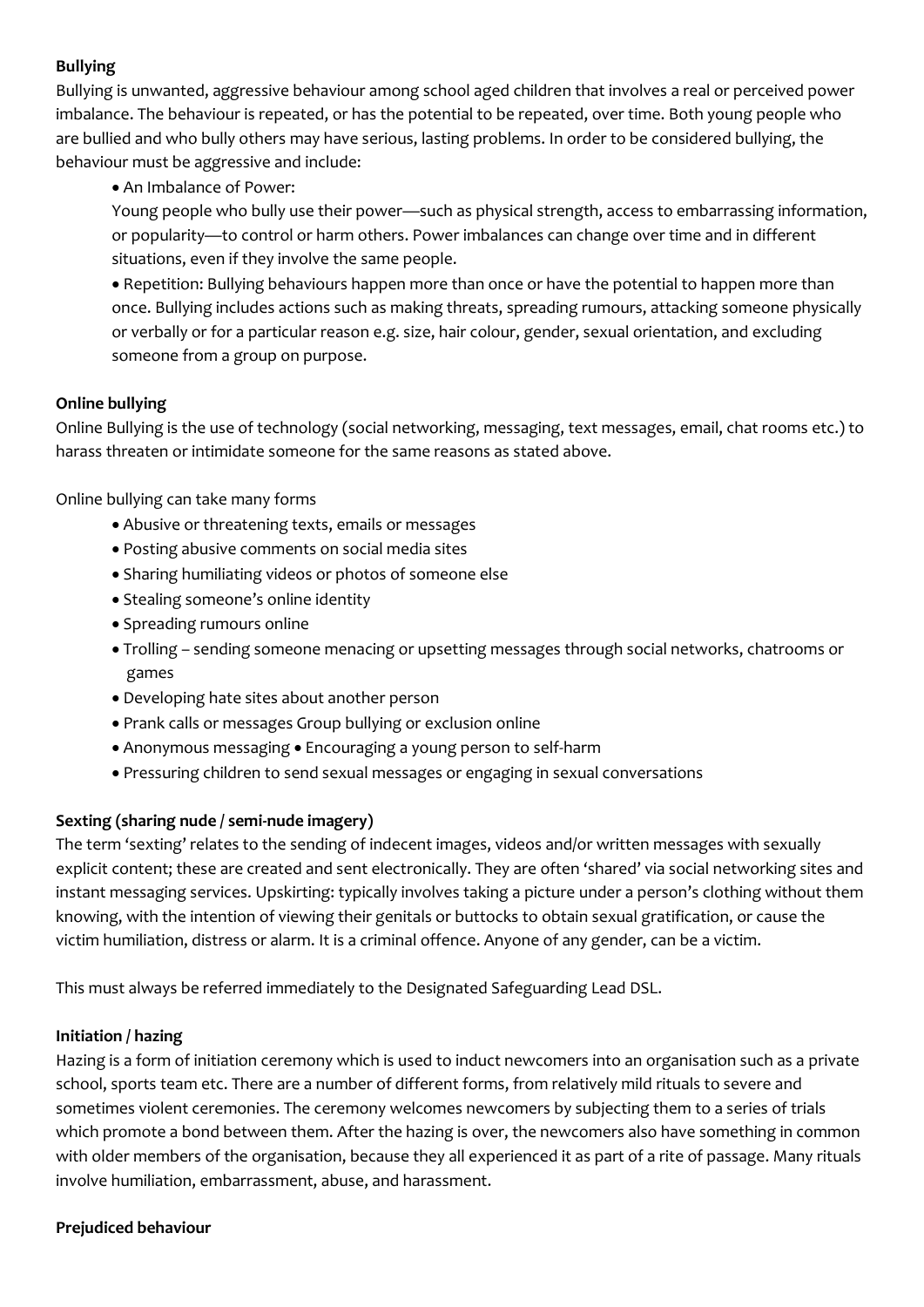**Bullying**

Bullying is unwanted, aggressive behaviour among school aged children that involves a real or perceived power imbalance. The behaviour is repeated, or has the potential to be repeated, over time. Both young people who are bullied and who bully others may have serious, lasting problems. In order to be considered bullying, the behaviour must be aggressive and include:

- An Imbalance of Power:
  Young people who bully use their power—such as physical strength, access to embarrassing information, or popularity—to control or harm others. Power imbalances can change over time and in different situations, even if they involve the same people.
- Repetition: Bullying behaviours happen more than once or have the potential to happen more than once. Bullying includes actions such as making threats, spreading rumours, attacking someone physically or verbally or for a particular reason e.g. size, hair colour, gender, sexual orientation, and excluding someone from a group on purpose.

**Online bullying**

Online Bullying is the use of technology (social networking, messaging, text messages, email, chat rooms etc.) to harass threaten or intimidate someone for the same reasons as stated above.

Online bullying can take many forms

- Abusive or threatening texts, emails or messages
- Posting abusive comments on social media sites
- Sharing humiliating videos or photos of someone else
- Stealing someone's online identity
- Spreading rumours online
- Trolling – sending someone menacing or upsetting messages through social networks, chatrooms or games
- Developing hate sites about another person
- Prank calls or messages Group bullying or exclusion online
- Anonymous messaging • Encouraging a young person to self-harm
- Pressuring children to send sexual messages or engaging in sexual conversations

**Sexting (sharing nude / semi-nude imagery)**

The term 'sexting' relates to the sending of indecent images, videos and/or written messages with sexually explicit content; these are created and sent electronically. They are often 'shared' via social networking sites and instant messaging services. Upskirting: typically involves taking a picture under a person's clothing without them knowing, with the intention of viewing their genitals or buttocks to obtain sexual gratification, or cause the victim humiliation, distress or alarm. It is a criminal offence. Anyone of any gender, can be a victim.

This must always be referred immediately to the Designated Safeguarding Lead DSL.

**Initiation / hazing**

Hazing is a form of initiation ceremony which is used to induct newcomers into an organisation such as a private school, sports team etc. There are a number of different forms, from relatively mild rituals to severe and sometimes violent ceremonies. The ceremony welcomes newcomers by subjecting them to a series of trials which promote a bond between them. After the hazing is over, the newcomers also have something in common with older members of the organisation, because they all experienced it as part of a rite of passage. Many rituals involve humiliation, embarrassment, abuse, and harassment.

**Prejudiced behaviour**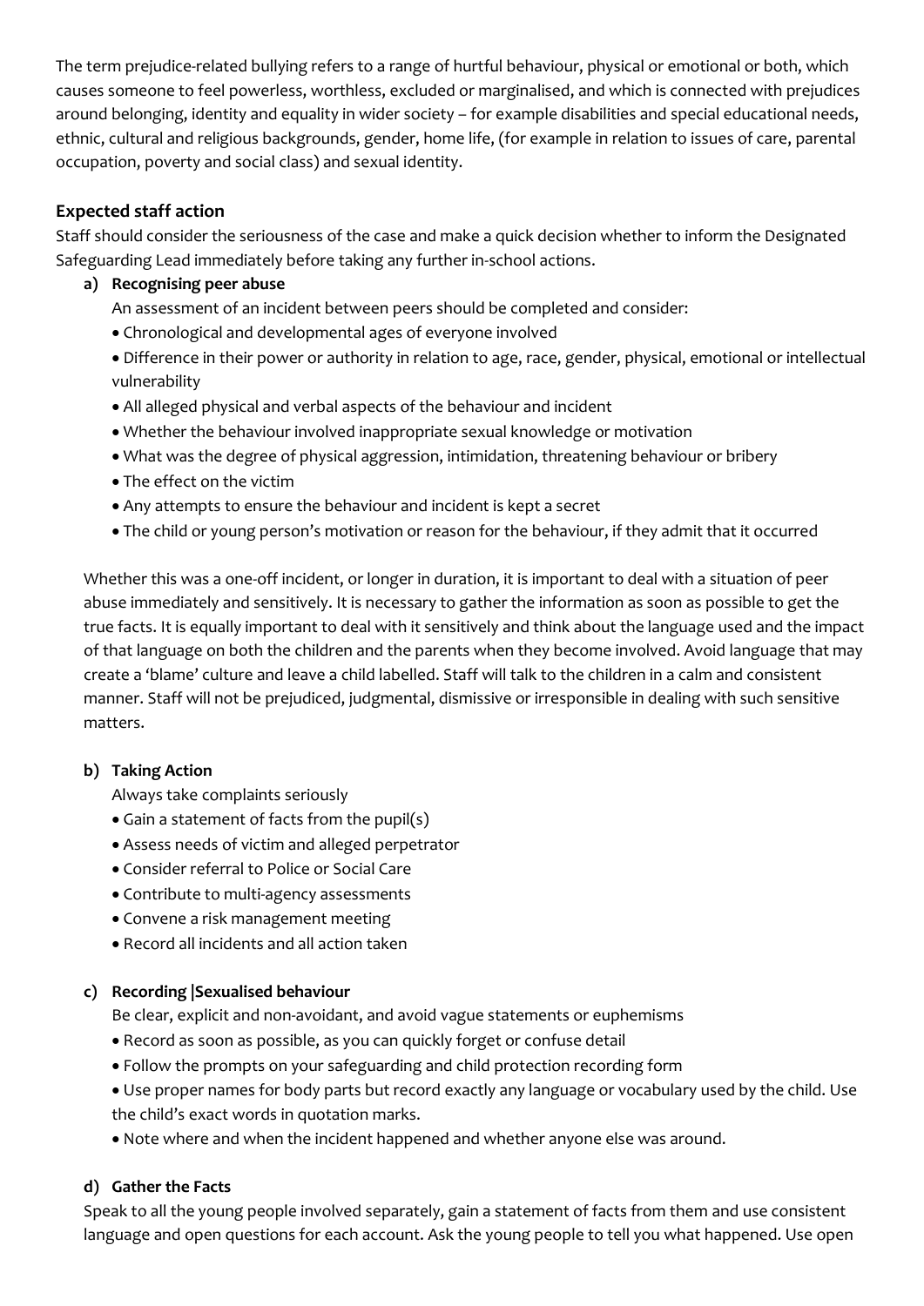The term prejudice-related bullying refers to a range of hurtful behaviour, physical or emotional or both, which causes someone to feel powerless, worthless, excluded or marginalised, and which is connected with prejudices around belonging, identity and equality in wider society – for example disabilities and special educational needs, ethnic, cultural and religious backgrounds, gender, home life, (for example in relation to issues of care, parental occupation, poverty and social class) and sexual identity.

### Expected staff action

Staff should consider the seriousness of the case and make a quick decision whether to inform the Designated Safeguarding Lead immediately before taking any further in-school actions.

**a) Recognising peer abuse**

An assessment of an incident between peers should be completed and consider:

- Chronological and developmental ages of everyone involved
- Difference in their power or authority in relation to age, race, gender, physical, emotional or intellectual vulnerability
- All alleged physical and verbal aspects of the behaviour and incident
- Whether the behaviour involved inappropriate sexual knowledge or motivation
- What was the degree of physical aggression, intimidation, threatening behaviour or bribery
- The effect on the victim
- Any attempts to ensure the behaviour and incident is kept a secret
- The child or young person's motivation or reason for the behaviour, if they admit that it occurred

Whether this was a one-off incident, or longer in duration, it is important to deal with a situation of peer abuse immediately and sensitively. It is necessary to gather the information as soon as possible to get the true facts. It is equally important to deal with it sensitively and think about the language used and the impact of that language on both the children and the parents when they become involved. Avoid language that may create a 'blame' culture and leave a child labelled. Staff will talk to the children in a calm and consistent manner. Staff will not be prejudiced, judgmental, dismissive or irresponsible in dealing with such sensitive matters.

**b) Taking Action**

Always take complaints seriously

- Gain a statement of facts from the pupil(s)
- Assess needs of victim and alleged perpetrator
- Consider referral to Police or Social Care
- Contribute to multi-agency assessments
- Convene a risk management meeting
- Record all incidents and all action taken

**c) Recording |Sexualised behaviour**

Be clear, explicit and non-avoidant, and avoid vague statements or euphemisms

- Record as soon as possible, as you can quickly forget or confuse detail
- Follow the prompts on your safeguarding and child protection recording form
- Use proper names for body parts but record exactly any language or vocabulary used by the child. Use the child's exact words in quotation marks.
- Note where and when the incident happened and whether anyone else was around.

**d) Gather the Facts**

Speak to all the young people involved separately, gain a statement of facts from them and use consistent language and open questions for each account. Ask the young people to tell you what happened. Use open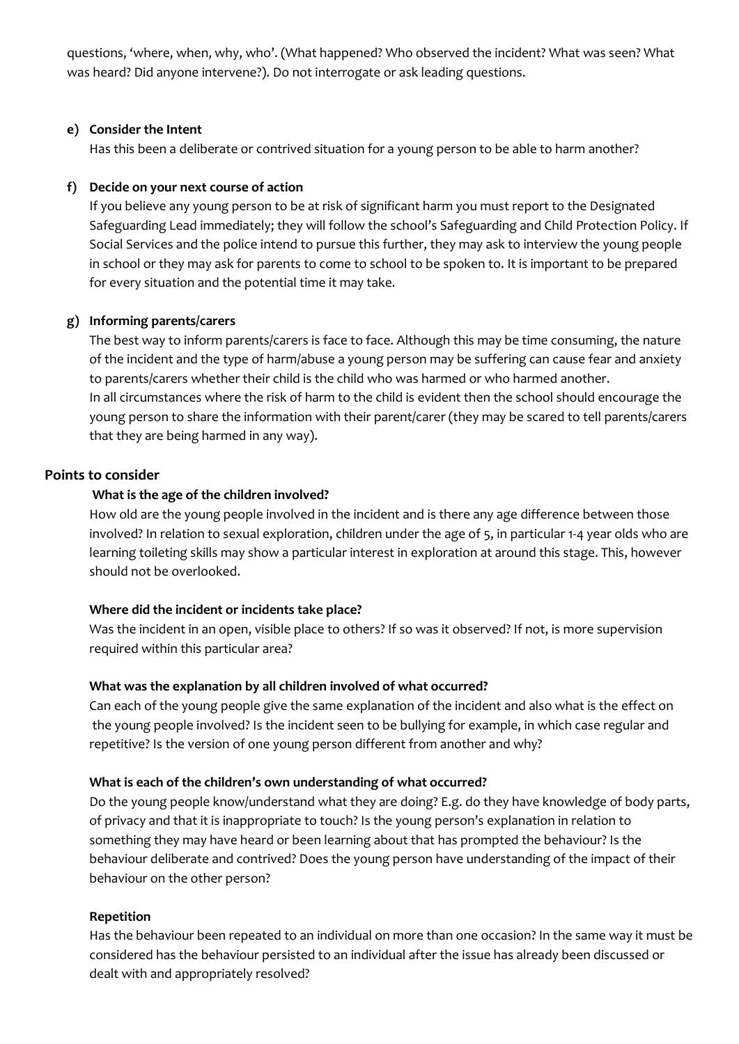questions, 'where, when, why, who'. (What happened? Who observed the incident? What was seen? What was heard? Did anyone intervene?). Do not interrogate or ask leading questions.

**e) Consider the Intent**

Has this been a deliberate or contrived situation for a young person to be able to harm another?

**f) Decide on your next course of action**

If you believe any young person to be at risk of significant harm you must report to the Designated Safeguarding Lead immediately; they will follow the school's Safeguarding and Child Protection Policy. If Social Services and the police intend to pursue this further, they may ask to interview the young people in school or they may ask for parents to come to school to be spoken to. It is important to be prepared for every situation and the potential time it may take.

**g) Informing parents/carers**

The best way to inform parents/carers is face to face. Although this may be time consuming, the nature of the incident and the type of harm/abuse a young person may be suffering can cause fear and anxiety to parents/carers whether their child is the child who was harmed or who harmed another.
In all circumstances where the risk of harm to the child is evident then the school should encourage the young person to share the information with their parent/carer (they may be scared to tell parents/carers that they are being harmed in any way).

## Points to consider

**What is the age of the children involved?**

How old are the young people involved in the incident and is there any age difference between those involved? In relation to sexual exploration, children under the age of 5, in particular 1-4 year olds who are learning toileting skills may show a particular interest in exploration at around this stage. This, however should not be overlooked.

**Where did the incident or incidents take place?**

Was the incident in an open, visible place to others? If so was it observed? If not, is more supervision required within this particular area?

**What was the explanation by all children involved of what occurred?**

Can each of the young people give the same explanation of the incident and also what is the effect on the young people involved? Is the incident seen to be bullying for example, in which case regular and repetitive? Is the version of one young person different from another and why?

**What is each of the children's own understanding of what occurred?**

Do the young people know/understand what they are doing? E.g. do they have knowledge of body parts, of privacy and that it is inappropriate to touch? Is the young person's explanation in relation to something they may have heard or been learning about that has prompted the behaviour? Is the behaviour deliberate and contrived? Does the young person have understanding of the impact of their behaviour on the other person?

**Repetition**

Has the behaviour been repeated to an individual on more than one occasion? In the same way it must be considered has the behaviour persisted to an individual after the issue has already been discussed or dealt with and appropriately resolved?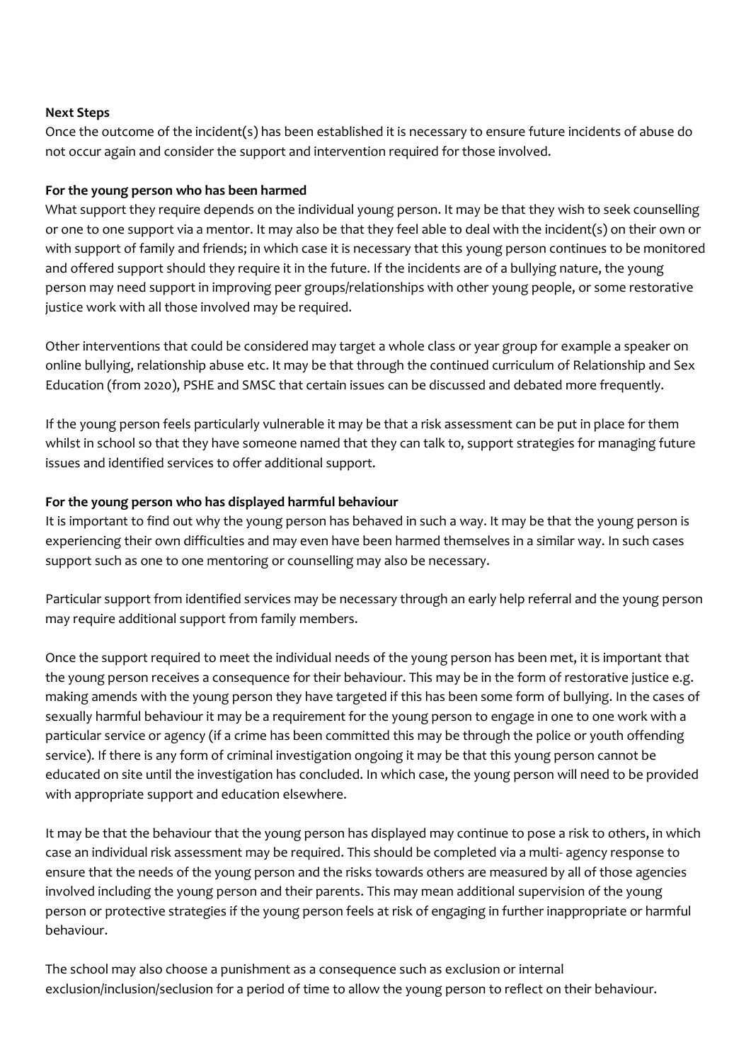**Next Steps**

Once the outcome of the incident(s) has been established it is necessary to ensure future incidents of abuse do not occur again and consider the support and intervention required for those involved.

**For the young person who has been harmed**

What support they require depends on the individual young person. It may be that they wish to seek counselling or one to one support via a mentor. It may also be that they feel able to deal with the incident(s) on their own or with support of family and friends; in which case it is necessary that this young person continues to be monitored and offered support should they require it in the future. If the incidents are of a bullying nature, the young person may need support in improving peer groups/relationships with other young people, or some restorative justice work with all those involved may be required.

Other interventions that could be considered may target a whole class or year group for example a speaker on online bullying, relationship abuse etc. It may be that through the continued curriculum of Relationship and Sex Education (from 2020), PSHE and SMSC that certain issues can be discussed and debated more frequently.

If the young person feels particularly vulnerable it may be that a risk assessment can be put in place for them whilst in school so that they have someone named that they can talk to, support strategies for managing future issues and identified services to offer additional support.

**For the young person who has displayed harmful behaviour**

It is important to find out why the young person has behaved in such a way. It may be that the young person is experiencing their own difficulties and may even have been harmed themselves in a similar way. In such cases support such as one to one mentoring or counselling may also be necessary.

Particular support from identified services may be necessary through an early help referral and the young person may require additional support from family members.

Once the support required to meet the individual needs of the young person has been met, it is important that the young person receives a consequence for their behaviour. This may be in the form of restorative justice e.g. making amends with the young person they have targeted if this has been some form of bullying. In the cases of sexually harmful behaviour it may be a requirement for the young person to engage in one to one work with a particular service or agency (if a crime has been committed this may be through the police or youth offending service). If there is any form of criminal investigation ongoing it may be that this young person cannot be educated on site until the investigation has concluded. In which case, the young person will need to be provided with appropriate support and education elsewhere.

It may be that the behaviour that the young person has displayed may continue to pose a risk to others, in which case an individual risk assessment may be required. This should be completed via a multi- agency response to ensure that the needs of the young person and the risks towards others are measured by all of those agencies involved including the young person and their parents. This may mean additional supervision of the young person or protective strategies if the young person feels at risk of engaging in further inappropriate or harmful behaviour.

The school may also choose a punishment as a consequence such as exclusion or internal exclusion/inclusion/seclusion for a period of time to allow the young person to reflect on their behaviour.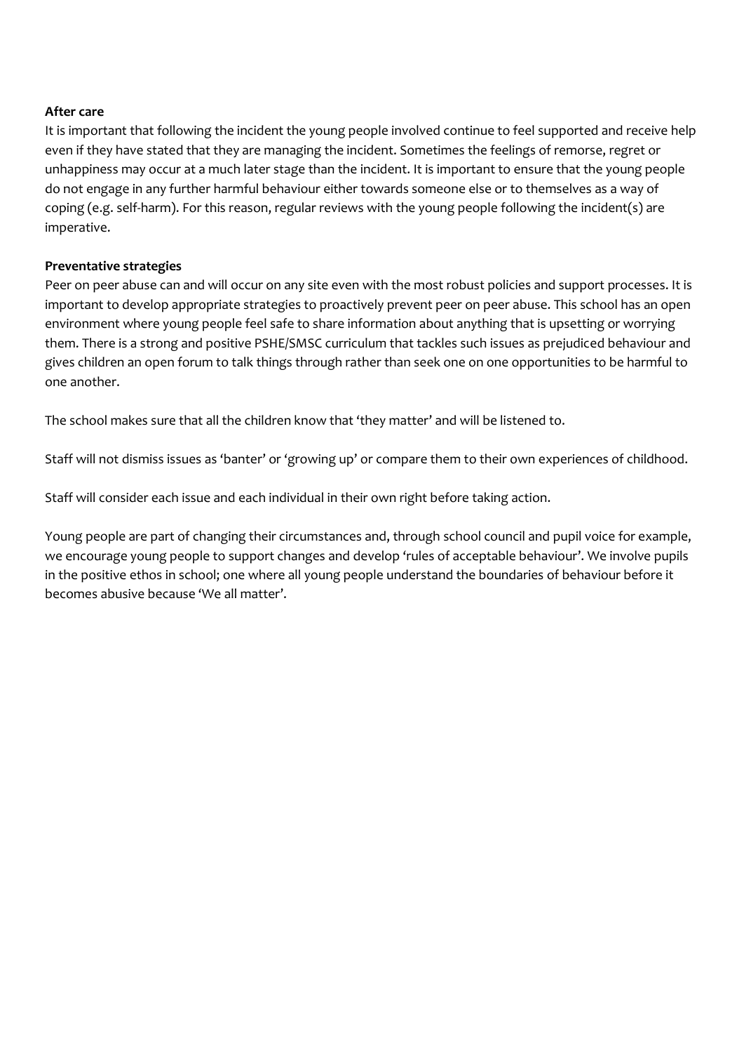**After care**

It is important that following the incident the young people involved continue to feel supported and receive help even if they have stated that they are managing the incident. Sometimes the feelings of remorse, regret or unhappiness may occur at a much later stage than the incident. It is important to ensure that the young people do not engage in any further harmful behaviour either towards someone else or to themselves as a way of coping (e.g. self-harm). For this reason, regular reviews with the young people following the incident(s) are imperative.

**Preventative strategies**

Peer on peer abuse can and will occur on any site even with the most robust policies and support processes. It is important to develop appropriate strategies to proactively prevent peer on peer abuse. This school has an open environment where young people feel safe to share information about anything that is upsetting or worrying them. There is a strong and positive PSHE/SMSC curriculum that tackles such issues as prejudiced behaviour and gives children an open forum to talk things through rather than seek one on one opportunities to be harmful to one another.

The school makes sure that all the children know that 'they matter' and will be listened to.

Staff will not dismiss issues as 'banter' or 'growing up' or compare them to their own experiences of childhood.

Staff will consider each issue and each individual in their own right before taking action.

Young people are part of changing their circumstances and, through school council and pupil voice for example, we encourage young people to support changes and develop 'rules of acceptable behaviour'. We involve pupils in the positive ethos in school; one where all young people understand the boundaries of behaviour before it becomes abusive because 'We all matter'.